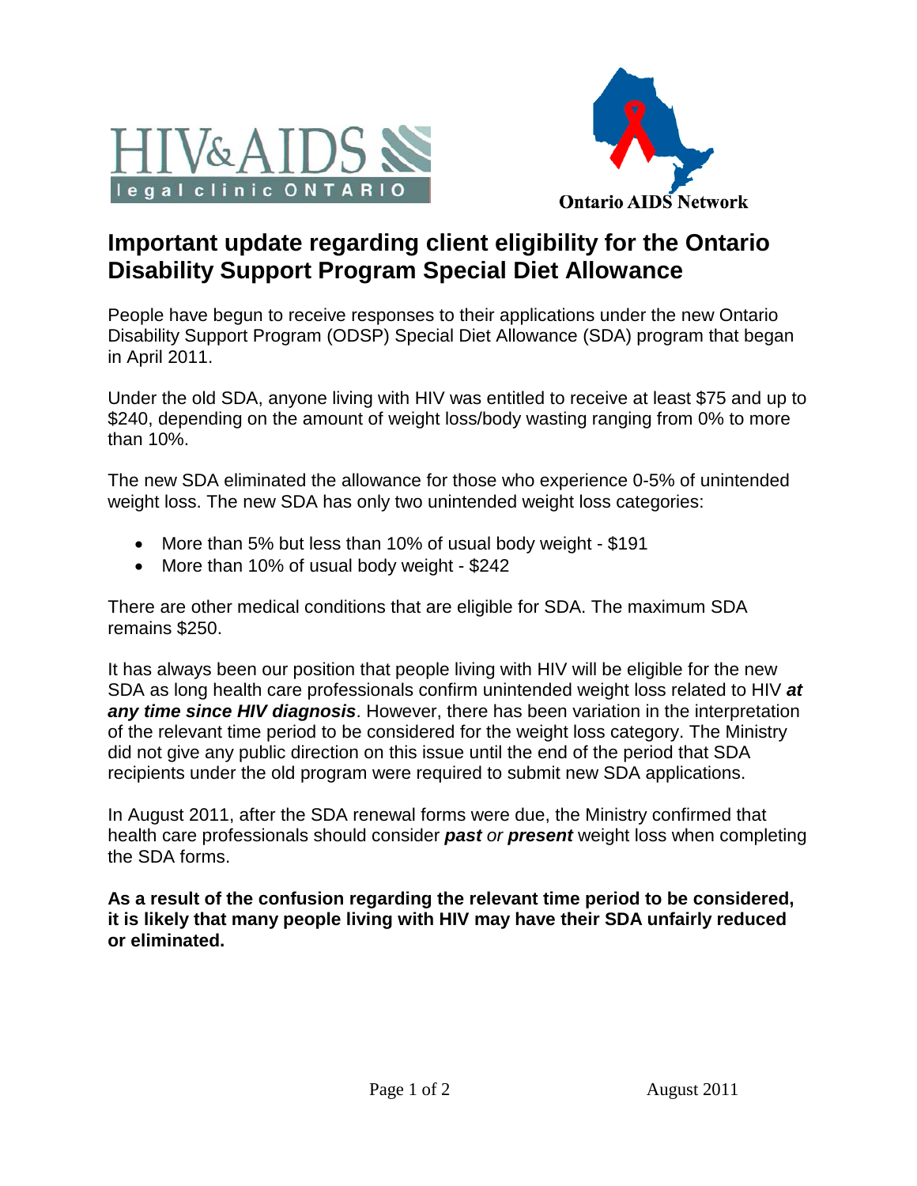HIV&AIDS legal clinic ONTARIO

Ontario AIDS Network

# Important update regarding client eligibility for the Ontario Disability Support Program Special Diet Allowance

People have begun to receive responses to their applications under the new Ontario Disability Support Program (ODSP) Special Diet Allowance (SDA) program that began in April 2011.

Under the old SDA, anyone living with HIV was entitled to receive at least $75 and up to $240, depending on the amount of weight loss/body wasting ranging from 0% to more than 10%.

The new SDA eliminated the allowance for those who experience 0-5% of unintended weight loss. The new SDA has only two unintended weight loss categories:

- More than 5% but less than 10% of usual body weight - $191
- More than 10% of usual body weight - $242

There are other medical conditions that are eligible for SDA. The maximum SDA remains $250.

It has always been our position that people living with HIV will be eligible for the new SDA as long health care professionals confirm unintended weight loss related to HIV ***at any time since HIV diagnosis***. However, there has been variation in the interpretation of the relevant time period to be considered for the weight loss category. The Ministry did not give any public direction on this issue until the end of the period that SDA recipients under the old program were required to submit new SDA applications.

In August 2011, after the SDA renewal forms were due, the Ministry confirmed that health care professionals should consider ***past*** *or* ***present*** weight loss when completing the SDA forms.

**As a result of the confusion regarding the relevant time period to be considered, it is likely that many people living with HIV may have their SDA unfairly reduced or eliminated.**

August 2011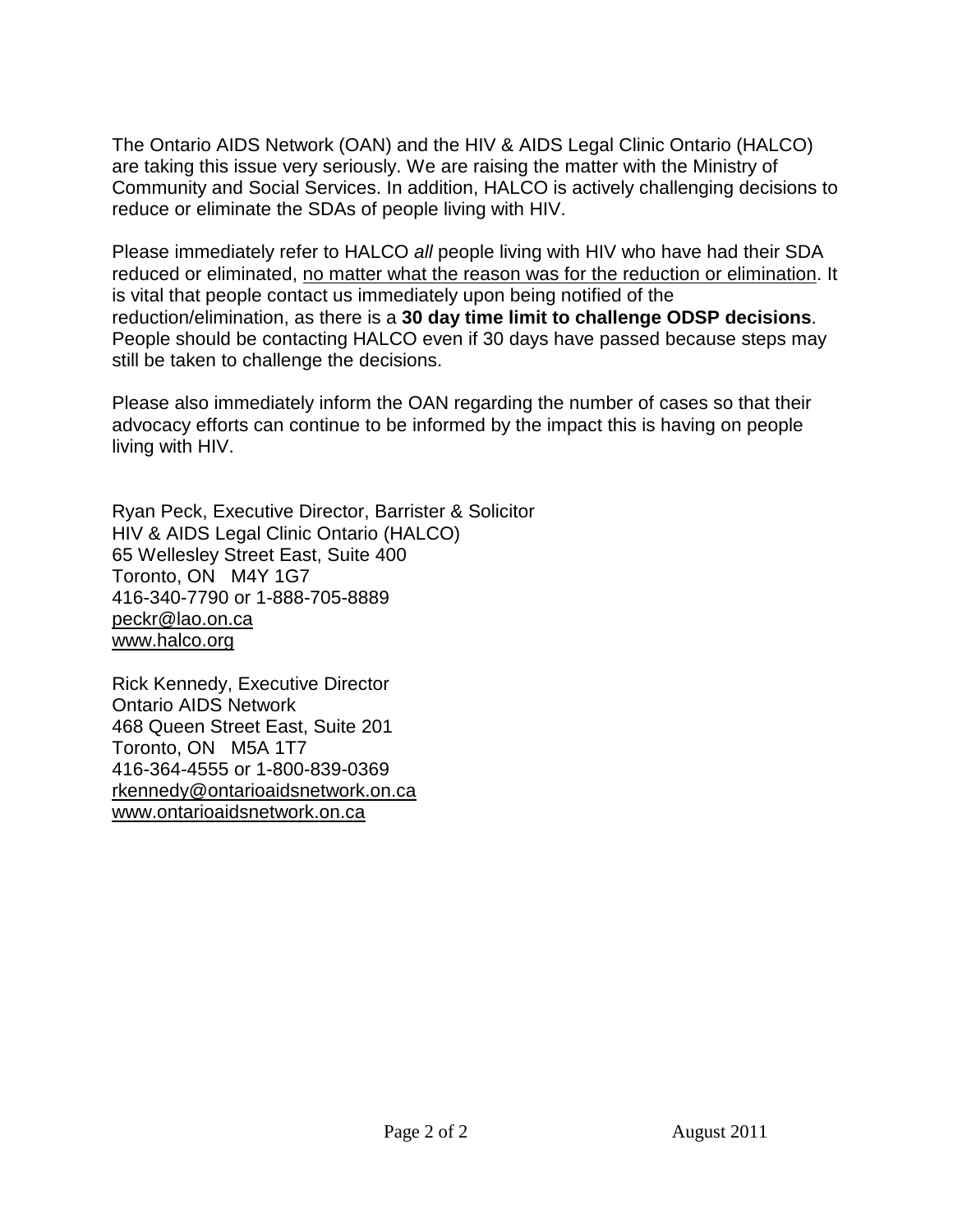The Ontario AIDS Network (OAN) and the HIV & AIDS Legal Clinic Ontario (HALCO) are taking this issue very seriously. We are raising the matter with the Ministry of Community and Social Services. In addition, HALCO is actively challenging decisions to reduce or eliminate the SDAs of people living with HIV.

Please immediately refer to HALCO *all* people living with HIV who have had their SDA reduced or eliminated, no matter what the reason was for the reduction or elimination. It is vital that people contact us immediately upon being notified of the reduction/elimination, as there is a **30 day time limit to challenge ODSP decisions**. People should be contacting HALCO even if 30 days have passed because steps may still be taken to challenge the decisions.

Please also immediately inform the OAN regarding the number of cases so that their advocacy efforts can continue to be informed by the impact this is having on people living with HIV.

Ryan Peck, Executive Director, Barrister & Solicitor
HIV & AIDS Legal Clinic Ontario (HALCO)
65 Wellesley Street East, Suite 400
Toronto, ON M4Y 1G7
416-340-7790 or 1-888-705-8889
peckr@lao.on.ca
www.halco.org

Rick Kennedy, Executive Director
Ontario AIDS Network
468 Queen Street East, Suite 201
Toronto, ON M5A 1T7
416-364-4555 or 1-800-839-0369
rkennedy@ontarioaidsnetwork.on.ca
www.ontarioaidsnetwork.on.ca

August 2011